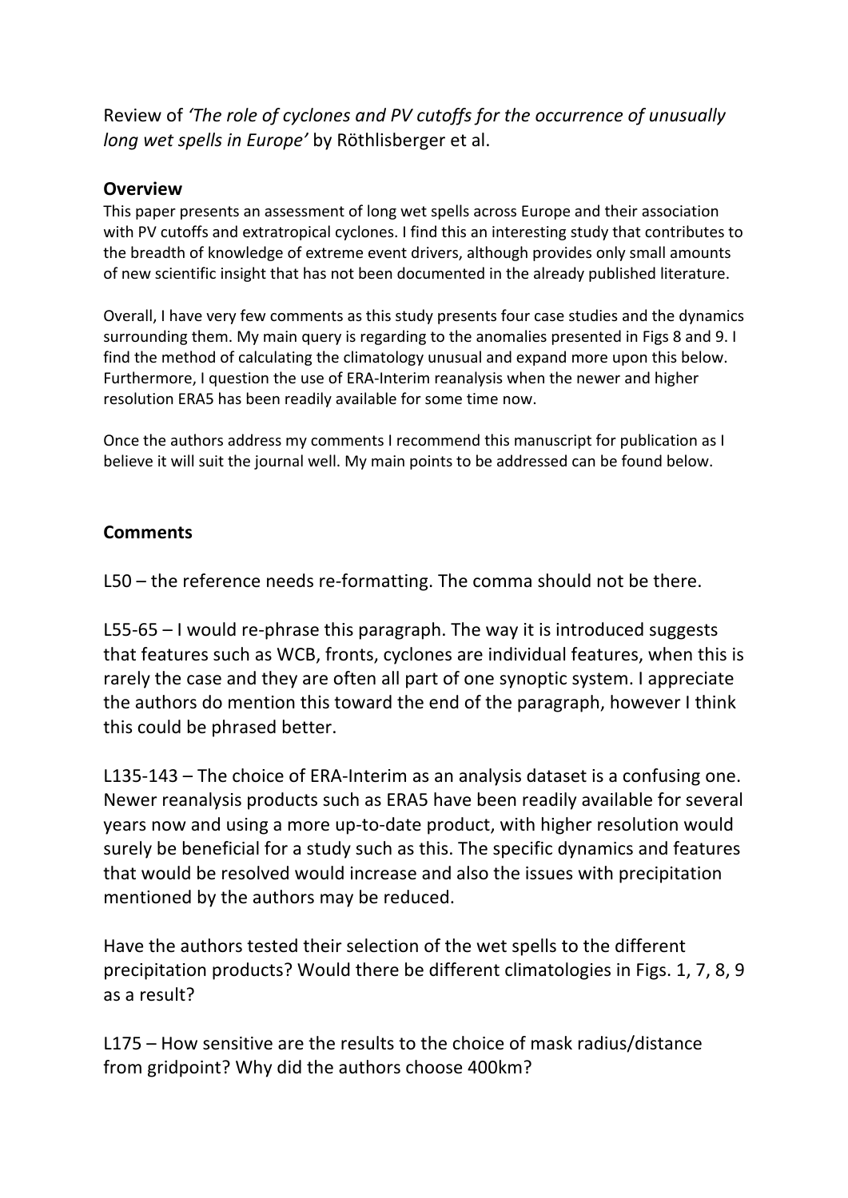Review of *'The role of cyclones and PV cutoffs for the occurrence of unusually long wet spells in Europe'* by Röthlisberger et al.

## Overview

This paper presents an assessment of long wet spells across Europe and their association with PV cutoffs and extratropical cyclones. I find this an interesting study that contributes to the breadth of knowledge of extreme event drivers, although provides only small amounts of new scientific insight that has not been documented in the already published literature.

Overall, I have very few comments as this study presents four case studies and the dynamics surrounding them. My main query is regarding to the anomalies presented in Figs 8 and 9. I find the method of calculating the climatology unusual and expand more upon this below. Furthermore, I question the use of ERA-Interim reanalysis when the newer and higher resolution ERA5 has been readily available for some time now.

Once the authors address my comments I recommend this manuscript for publication as I believe it will suit the journal well. My main points to be addressed can be found below.

## Comments

L50 – the reference needs re-formatting. The comma should not be there.

L55-65 – I would re-phrase this paragraph. The way it is introduced suggests that features such as WCB, fronts, cyclones are individual features, when this is rarely the case and they are often all part of one synoptic system. I appreciate the authors do mention this toward the end of the paragraph, however I think this could be phrased better.

L135-143 – The choice of ERA-Interim as an analysis dataset is a confusing one. Newer reanalysis products such as ERA5 have been readily available for several years now and using a more up-to-date product, with higher resolution would surely be beneficial for a study such as this. The specific dynamics and features that would be resolved would increase and also the issues with precipitation mentioned by the authors may be reduced.

Have the authors tested their selection of the wet spells to the different precipitation products? Would there be different climatologies in Figs. 1, 7, 8, 9 as a result?

L175 – How sensitive are the results to the choice of mask radius/distance from gridpoint? Why did the authors choose 400km?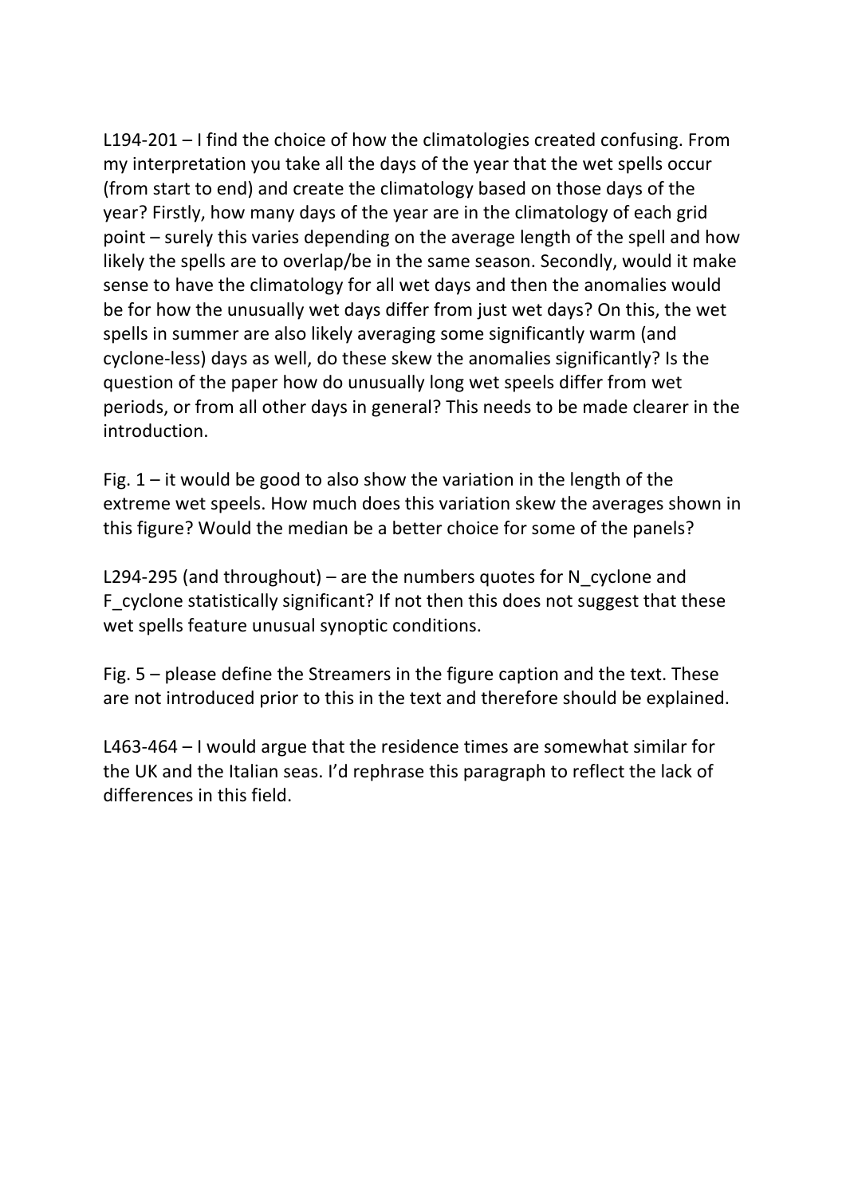L194-201 – I find the choice of how the climatologies created confusing. From my interpretation you take all the days of the year that the wet spells occur (from start to end) and create the climatology based on those days of the year? Firstly, how many days of the year are in the climatology of each grid point – surely this varies depending on the average length of the spell and how likely the spells are to overlap/be in the same season. Secondly, would it make sense to have the climatology for all wet days and then the anomalies would be for how the unusually wet days differ from just wet days? On this, the wet spells in summer are also likely averaging some significantly warm (and cyclone-less) days as well, do these skew the anomalies significantly? Is the question of the paper how do unusually long wet speels differ from wet periods, or from all other days in general? This needs to be made clearer in the introduction.

Fig. 1 – it would be good to also show the variation in the length of the extreme wet speels. How much does this variation skew the averages shown in this figure? Would the median be a better choice for some of the panels?

L294-295 (and throughout) – are the numbers quotes for N_cyclone and F_cyclone statistically significant? If not then this does not suggest that these wet spells feature unusual synoptic conditions.

Fig. 5 – please define the Streamers in the figure caption and the text. These are not introduced prior to this in the text and therefore should be explained.

L463-464 – I would argue that the residence times are somewhat similar for the UK and the Italian seas. I'd rephrase this paragraph to reflect the lack of differences in this field.